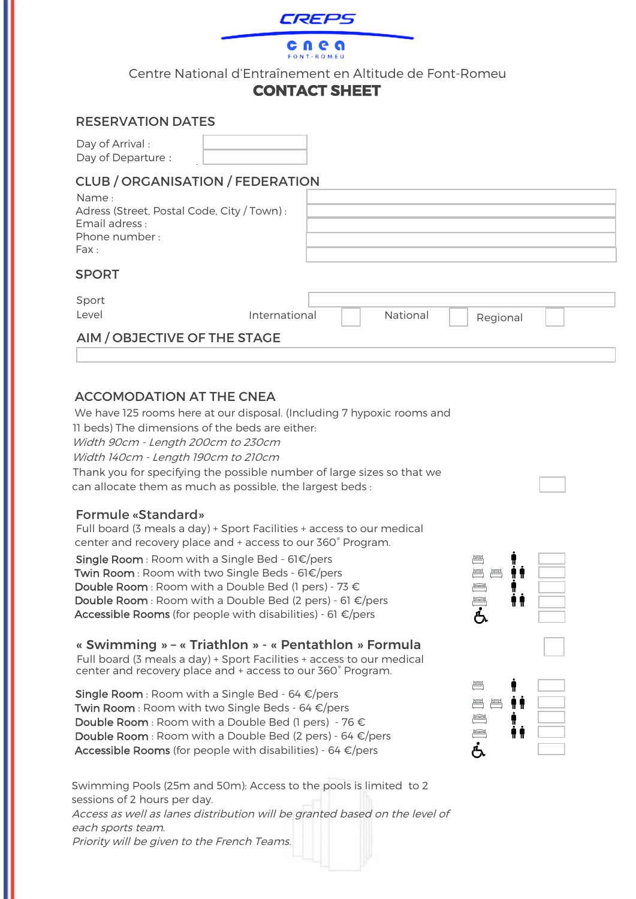CREPS

cnea
FONT-ROMEU

Centre National d'Entraînement en Altitude de Font-Romeu

# CONTACT SHEET

## RESERVATION DATES

Day of Arrival :
Day of Departure :

## CLUB / ORGANISATION / FEDERATION

Name :
Adress (Street, Postal Code, City / Town) :
Email adress :
Phone number :
Fax :

## SPORT

Sport
Level — International ☐ National ☐ Regional ☐

## AIM / OBJECTIVE OF THE STAGE

## ACCOMODATION AT THE CNEA

We have 125 rooms here at our disposal. (Including 7 hypoxic rooms and 11 beds) The dimensions of the beds are either:

*Width 90cm - Length 200cm to 230cm*

*Width 140cm - Length 190cm to 210cm*

Thank you for specifying the possible number of large sizes so that we can allocate them as much as possible, the largest beds :

### Formule «Standard»

Full board (3 meals a day) + Sport Facilities + access to our medical center and recovery place and + access to our 360˚ Program.

**Single Room** : Room with a Single Bed - 61€/pers
**Twin Room** : Room with two Single Beds - 61€/pers
**Double Room** : Room with a Double Bed (1 pers) - 73 €
**Double Room** : Room with a Double Bed (2 pers) - 61 €/pers
**Accessible Rooms** (for people with disabilities) - 61 €/pers

### « Swimming » – « Triathlon » - « Pentathlon » Formula

Full board (3 meals a day) + Sport Facilities + access to our medical center and recovery place and + access to our 360˚ Program.

**Single Room** : Room with a Single Bed - 64 €/pers
**Twin Room** : Room with two Single Beds - 64 €/pers
**Double Room** : Room with a Double Bed (1 pers) - 76 €
**Double Room** : Room with a Double Bed (2 pers) - 64 €/pers
**Accessible Rooms** (for people with disabilities) - 64 €/pers

Swimming Pools (25m and 50m): Access to the pools is limited to 2 sessions of 2 hours per day.

*Access as well as lanes distribution will be granted based on the level of each sports team.*

*Priority will be given to the French Teams.*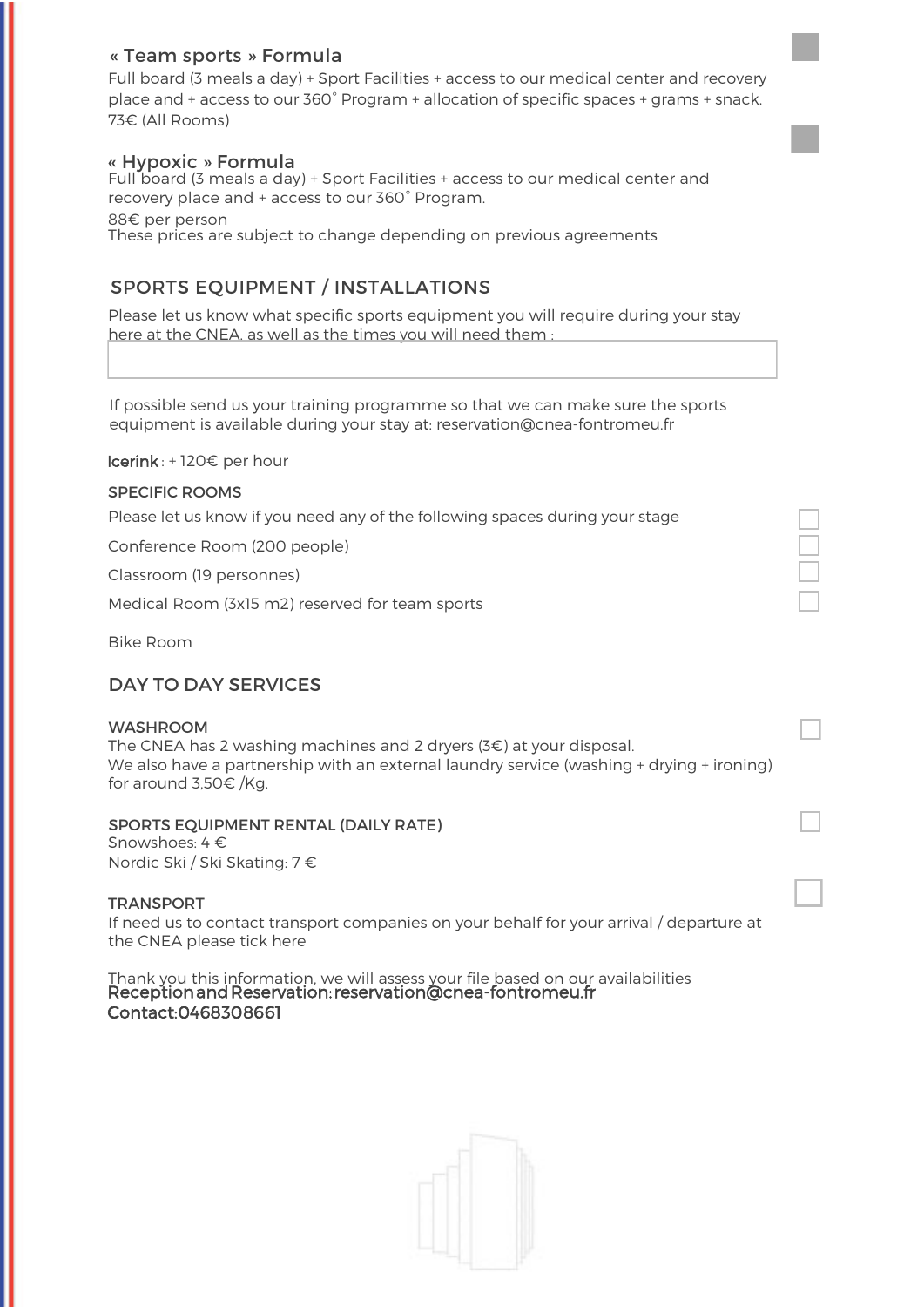### « Team sports » Formula

Full board (3 meals a day) + Sport Facilities + access to our medical center and recovery place and + access to our 360˚ Program + allocation of specific spaces + grams + snack. 73€ (All Rooms)

### « Hypoxic » Formula

Full board (3 meals a day) + Sport Facilities + access to our medical center and recovery place and + access to our 360˚ Program.

88€ per person

These prices are subject to change depending on previous agreements

## SPORTS EQUIPMENT / INSTALLATIONS

Please let us know what specific sports equipment you will require during your stay here at the CNEA, as well as the times you will need them :

If possible send us your training programme so that we can make sure the sports equipment is available during your stay at: reservation@cnea-fontromeu.fr

**Icerink** : + 120€ per hour

### SPECIFIC ROOMS

Please let us know if you need any of the following spaces during your stage

Conference Room (200 people)

Classroom (19 personnes)

Medical Room (3x15 m2) reserved for team sports

Bike Room

## DAY TO DAY SERVICES

### WASHROOM

The CNEA has 2 washing machines and 2 dryers (3€) at your disposal.
We also have a partnership with an external laundry service (washing + drying + ironing) for around 3,50€ /Kg.

### SPORTS EQUIPMENT RENTAL (DAILY RATE)

Snowshoes: 4 €
Nordic Ski / Ski Skating: 7 €

### TRANSPORT

If need us to contact transport companies on your behalf for your arrival / departure at the CNEA please tick here

Thank you this information, we will assess your file based on our availabilities
Reception and Reservation: reservation@cnea-fontromeu.fr
Contact: 0468308661